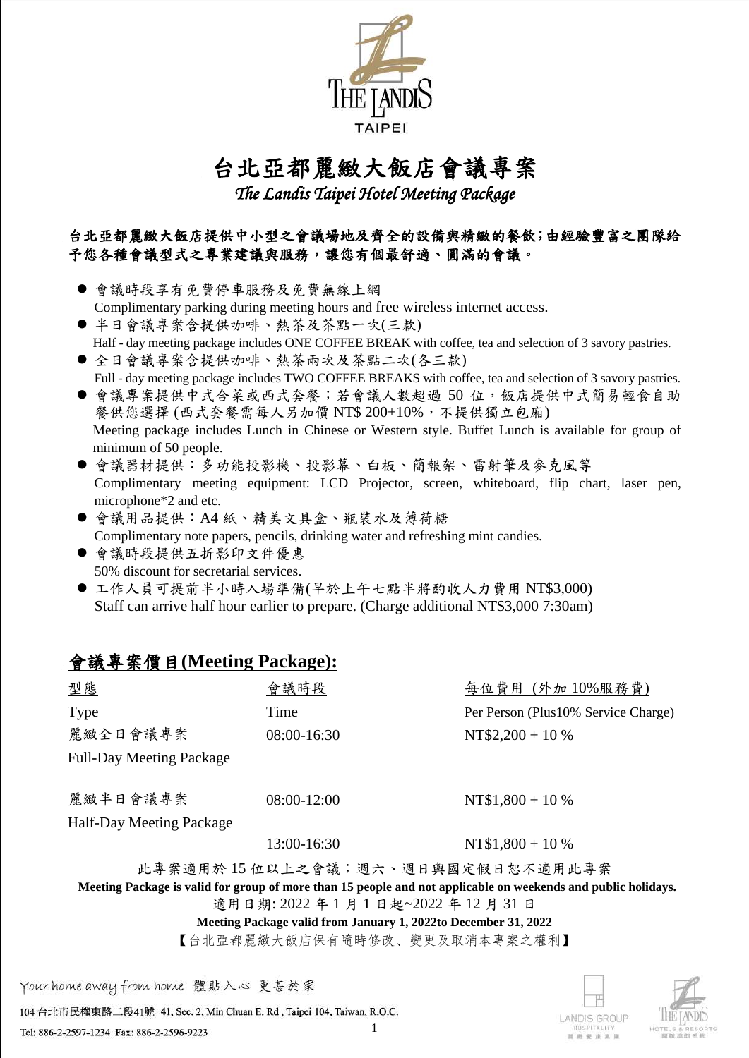# 台北亞都麗緻大飯店會議專案

*The Landis Taipei Hotel Meeting Package*

**台北亞都麗緻大飯店提供中小型之會議場地及齊全的設備與精緻的餐飲;由經驗豐富之團隊給予您各種會議型式之專業建議與服務，讓您有個最舒適、圓滿的會議。**

- 會議時段享有免費停車服務及免費無線上網
  Complimentary parking during meeting hours and free wireless internet access.
- 半日會議專案含提供咖啡、熱茶及茶點一次(三款)
  Half - day meeting package includes ONE COFFEE BREAK with coffee, tea and selection of 3 savory pastries.
- 全日會議專案含提供咖啡、熱茶兩次及茶點二次(各三款)
  Full - day meeting package includes TWO COFFEE BREAKS with coffee, tea and selection of 3 savory pastries.
- 會議專案提供中式合菜或西式套餐;若會議人數超過 50 位，飯店提供中式簡易輕食自助餐供您選擇 (西式套餐需每人另加價 NT$ 200+10%，不提供獨立包廂)
  Meeting package includes Lunch in Chinese or Western style. Buffet Lunch is available for group of minimum of 50 people.
- 會議器材提供：多功能投影機、投影幕、白板、簡報架、雷射筆及麥克風等
  Complimentary meeting equipment: LCD Projector, screen, whiteboard, flip chart, laser pen, microphone*2 and etc.
- 會議用品提供：A4 紙、精美文具盒、瓶裝水及薄荷糖
  Complimentary note papers, pencils, drinking water and refreshing mint candies.
- 會議時段提供五折影印文件優惠
  50% discount for secretarial services.
- 工作人員可提前半小時入場準備(早於上午七點半將酌收人力費用 NT$3,000)
  Staff can arrive half hour earlier to prepare. (Charge additional NT$3,000 7:30am)

## 會議專案價目(Meeting Package):

| 型態 Type | 會議時段 Time | 每位費用 (外加 10%服務費) Per Person (Plus10% Service Charge) |
|---|---|---|
| 麗緻全日會議專案 Full-Day Meeting Package | 08:00-16:30 | NT$2,200 + 10 % |
| 麗緻半日會議專案 Half-Day Meeting Package | 08:00-12:00 | NT$1,800 + 10 % |
| | 13:00-16:30 | NT$1,800 + 10 % |

此專案適用於 15 位以上之會議；週六、週日與國定假日恕不適用此專案

**Meeting Package is valid for group of more than 15 people and not applicable on weekends and public holidays.**

適用日期: 2022 年 1 月 1 日起~2022 年 12 月 31 日

**Meeting Package valid from January 1, 2022to December 31, 2022**

【台北亞都麗緻大飯店保有隨時修改、變更及取消本專案之權利】

Your home away from home 體貼入心 更甚於家

104 台北市民權東路二段41號 41, Sec. 2, Min Chuan E. Rd., Taipei 104, Taiwan, R.O.C.

Tel: 886-2-2597-1234 Fax: 886-2-2596-9223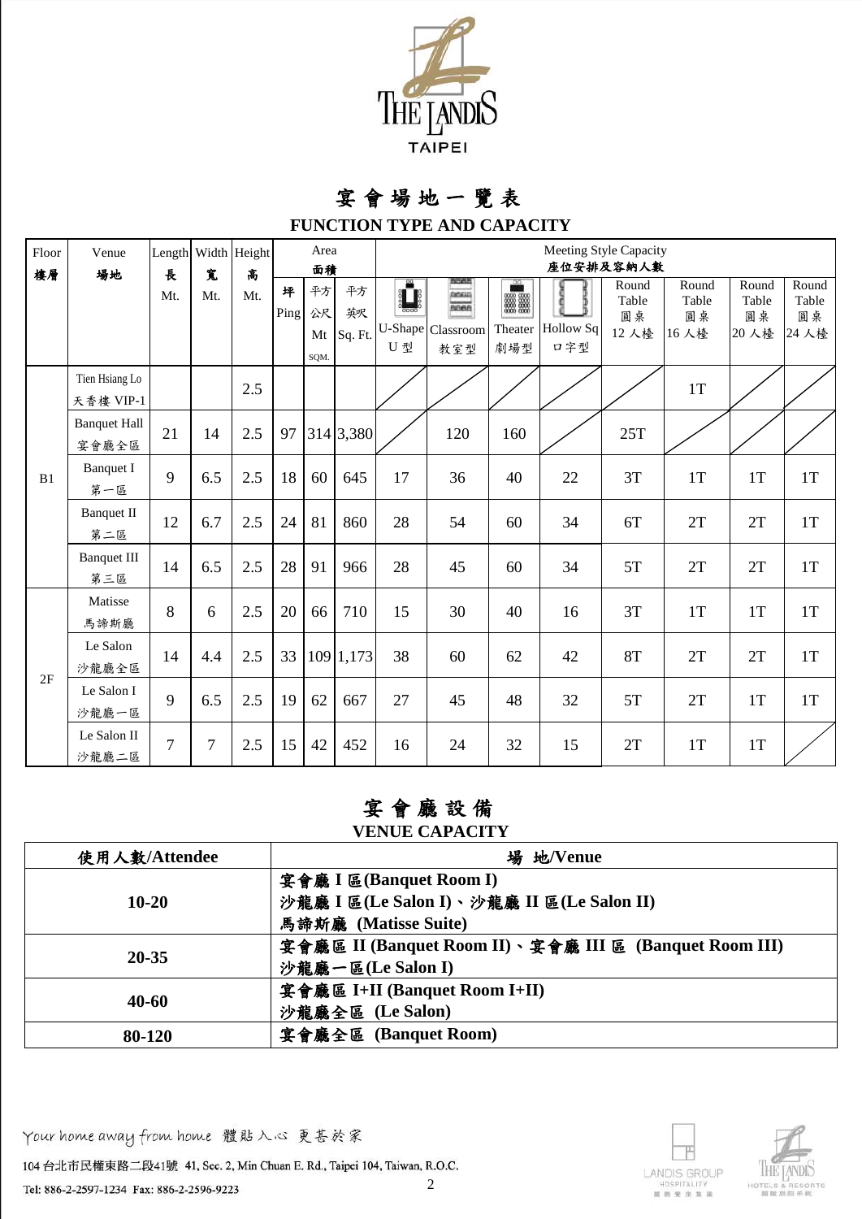THE LANDIS TAIPEI

# 宴會場地一覽表

## FUNCTION TYPE AND CAPACITY

| Floor 樓層 | Venue 場地 | Length 長 Mt. | Width 寬 Mt. | Height 高 Mt. | Area 面積 坪 Ping | 平方公尺 Mt SQM. | 平方英呎 Sq. Ft. | Meeting Style Capacity 座位安排及容納人數 U-Shape U型 | Classroom 教室型 | Theater 劇場型 | Hollow Sq 口字型 | Round Table 圓桌 12人檯 | Round Table 圓桌 16人檯 | Round Table 圓桌 20人檯 | Round Table 圓桌 24人檯 |
|---|---|---|---|---|---|---|---|---|---|---|---|---|---|---|---|
| B1 | Tien Hsiang Lo 天香樓 VIP-1 | | | 2.5 | | | | | | | | | 1T | | |
| B1 | Banquet Hall 宴會廳全區 | 21 | 14 | 2.5 | 97 | 314 | 3,380 | | 120 | 160 | | 25T | | | |
| B1 | Banquet I 第一區 | 9 | 6.5 | 2.5 | 18 | 60 | 645 | 17 | 36 | 40 | 22 | 3T | 1T | 1T | 1T |
| B1 | Banquet II 第二區 | 12 | 6.7 | 2.5 | 24 | 81 | 860 | 28 | 54 | 60 | 34 | 6T | 2T | 2T | 1T |
| B1 | Banquet III 第三區 | 14 | 6.5 | 2.5 | 28 | 91 | 966 | 28 | 45 | 60 | 34 | 5T | 2T | 2T | 1T |
| 2F | Matisse 馬諦斯廳 | 8 | 6 | 2.5 | 20 | 66 | 710 | 15 | 30 | 40 | 16 | 3T | 1T | 1T | 1T |
| 2F | Le Salon 沙龍廳全區 | 14 | 4.4 | 2.5 | 33 | 109 | 1,173 | 38 | 60 | 62 | 42 | 8T | 2T | 2T | 1T |
| 2F | Le Salon I 沙龍廳一區 | 9 | 6.5 | 2.5 | 19 | 62 | 667 | 27 | 45 | 48 | 32 | 5T | 2T | 1T | 1T |
| 2F | Le Salon II 沙龍廳二區 | 7 | 7 | 2.5 | 15 | 42 | 452 | 16 | 24 | 32 | 15 | 2T | 1T | 1T | |

# 宴會廳設備

## VENUE CAPACITY

| 使用人數/Attendee | 場 地/Venue |
|---|---|
| **10-20** | **宴會廳 I 區(Banquet Room I)**<br>**沙龍廳 I 區(Le Salon I)、沙龍廳 II 區(Le Salon II)**<br>**馬諦斯廳 (Matisse Suite)** |
| **20-35** | **宴會廳區 II (Banquet Room II)、宴會廳 III 區 (Banquet Room III)**<br>**沙龍廳一區(Le Salon I)** |
| **40-60** | **宴會廳區 I+II (Banquet Room I+II)**<br>**沙龍廳全區 (Le Salon)** |
| **80-120** | **宴會廳全區 (Banquet Room)** |

Your home away from home 體貼入心 更甚於家

104 台北市民權東路二段41號 41, Sec. 2, Min Chuan E. Rd., Taipei 104, Taiwan, R.O.C.

Tel: 886-2-2597-1234 Fax: 886-2-2596-9223

LANDIS GROUP HOSPITALITY 亞都麗緻集團 · THE LANDIS HOTELS & RESORTS 亞都麗緻系統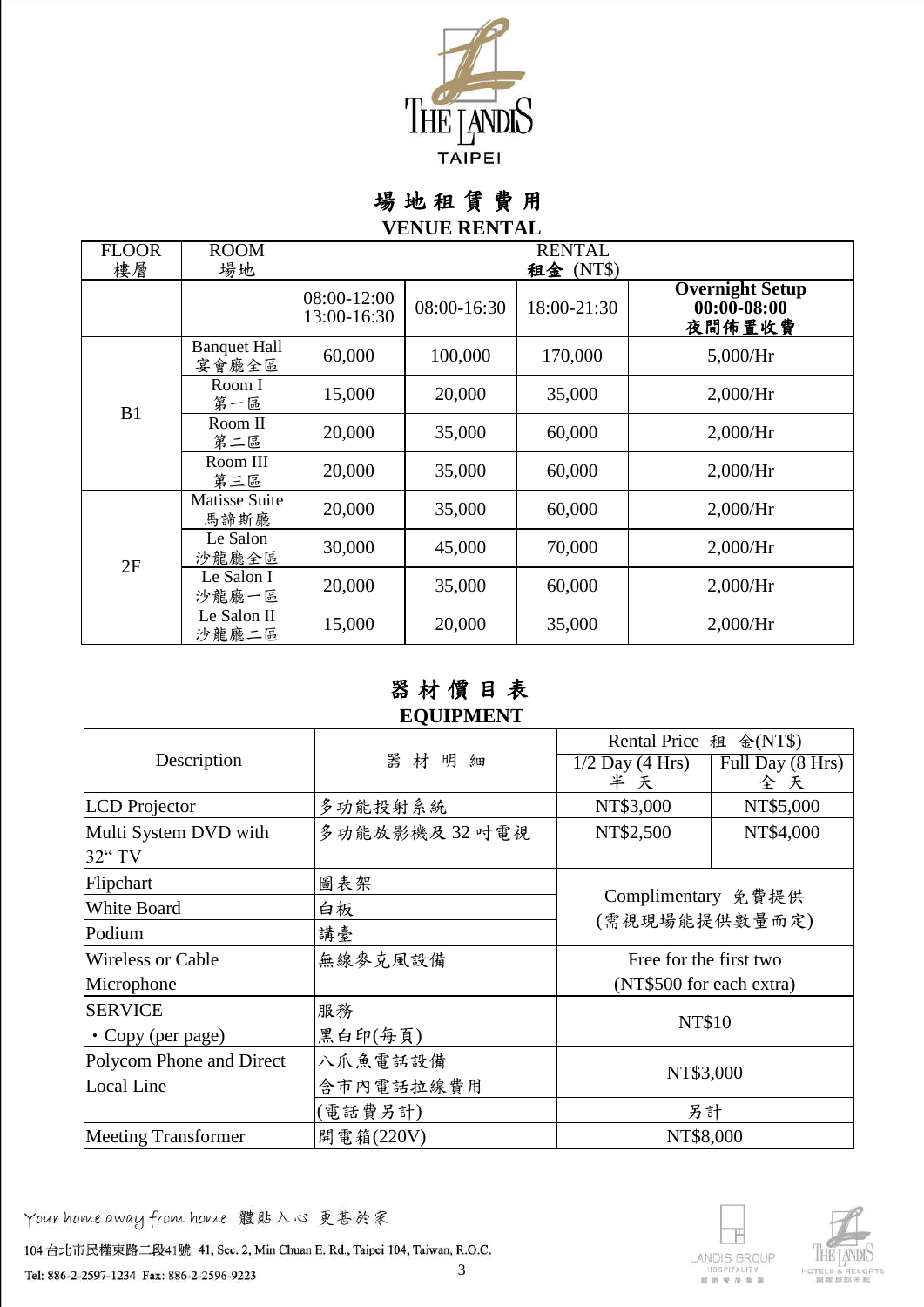THE LANDIS TAIPEI

# 場地租賃費用
# VENUE RENTAL

| FLOOR 樓層 | ROOM 場地 | RENTAL 租金 (NT$) | | | |
|---|---|---|---|---|---|
| | | 08:00-12:00 13:00-16:30 | 08:00-16:30 | 18:00-21:30 | **Overnight Setup 00:00-08:00 夜間佈置收費** |
| B1 | Banquet Hall 宴會廳全區 | 60,000 | 100,000 | 170,000 | 5,000/Hr |
| B1 | Room I 第一區 | 15,000 | 20,000 | 35,000 | 2,000/Hr |
| B1 | Room II 第二區 | 20,000 | 35,000 | 60,000 | 2,000/Hr |
| B1 | Room III 第三區 | 20,000 | 35,000 | 60,000 | 2,000/Hr |
| 2F | Matisse Suite 馬諦斯廳 | 20,000 | 35,000 | 60,000 | 2,000/Hr |
| 2F | Le Salon 沙龍廳全區 | 30,000 | 45,000 | 70,000 | 2,000/Hr |
| 2F | Le Salon I 沙龍廳一區 | 20,000 | 35,000 | 60,000 | 2,000/Hr |
| 2F | Le Salon II 沙龍廳二區 | 15,000 | 20,000 | 35,000 | 2,000/Hr |

# 器材價目表
# EQUIPMENT

| Description | 器材明細 | Rental Price 租金(NT$) | |
|---|---|---|---|
| | | 1/2 Day (4 Hrs) 半天 | Full Day (8 Hrs) 全天 |
| LCD Projector | 多功能投射系統 | NT$3,000 | NT$5,000 |
| Multi System DVD with 32" TV | 多功能放影機及 32 吋電視 | NT$2,500 | NT$4,000 |
| Flipchart | 圖表架 | Complimentary 免費提供 (需視現場能提供數量而定) | |
| White Board | 白板 | | |
| Podium | 講臺 | | |
| Wireless or Cable Microphone | 無線麥克風設備 | Free for the first two (NT$500 for each extra) | |
| SERVICE • Copy (per page) | 服務 黑白印(每頁) | NT$10 | |
| Polycom Phone and Direct Local Line | 八爪魚電話設備 含市內電話拉線費用 | NT$3,000 | |
| | (電話費另計) | 另計 | |
| Meeting Transformer | 開電箱(220V) | NT$8,000 | |

Your home away from home 體貼入心 更甚於家

104 台北市民權東路二段41號 41, Sec. 2, Min Chuan E. Rd., Taipei 104, Taiwan, R.O.C.

Tel: 886-2-2597-1234 Fax: 886-2-2596-9223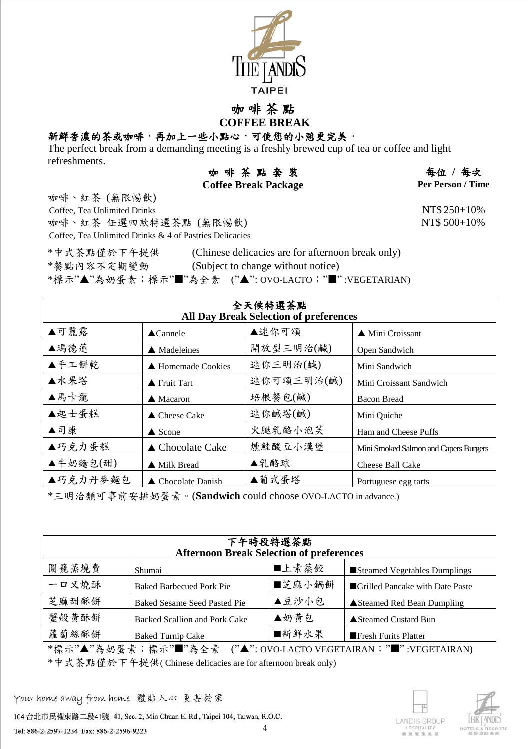THE LANDIS TAIPEI

# 咖 啡 茶 點
# COFFEE BREAK

**新鮮香濃的茶或咖啡，再加上一些小點心，可使您的小憩更完美。**

The perfect break from a demanding meeting is a freshly brewed cup of tea or coffee and light refreshments.

| 咖 啡 茶 點 套 裝 Coffee Break Package | 每位 / 每次 Per Person / Time |
|---|---|
| 咖啡、紅茶 (無限暢飲) Coffee, Tea Unlimited Drinks | NT$ 250+10% |
| 咖啡、紅茶 任選四款特選茶點 (無限暢飲) Coffee, Tea Unlimited Drinks & 4 of Pastries Delicacies | NT$ 500+10% |

*中式茶點僅於下午提供 (Chinese delicacies are for afternoon break only)

*餐點內容不定期變動 (Subject to change without notice)

*標示"▲"為奶蛋素；標示"■"為全素 ("▲": OVO-LACTO；"■" :VEGETARIAN)

| 全天候特選茶點 All Day Break Selection of preferences | | | |
|---|---|---|---|
| ▲可麗露 | ▲Cannele | ▲迷你可頌 | ▲ Mini Croissant |
| ▲瑪德蓮 | ▲ Madeleines | 開放型三明治(鹹) | Open Sandwich |
| ▲手工餅乾 | ▲ Homemade Cookies | 迷你三明治(鹹) | Mini Sandwich |
| ▲水果塔 | ▲ Fruit Tart | 迷你可頌三明治(鹹) | Mini Croissant Sandwich |
| ▲馬卡龍 | ▲ Macaron | 培根餐包(鹹) | Bacon Bread |
| ▲起士蛋糕 | ▲ Cheese Cake | 迷你鹹塔(鹹) | Mini Quiche |
| ▲司康 | ▲ Scone | 火腿乳酪小泡芙 | Ham and Cheese Puffs |
| ▲巧克力蛋糕 | ▲ Chocolate Cake | 燻鮭酸豆小漢堡 | Mini Smoked Salmon and Capers Burgers |
| ▲牛奶麵包(甜) | ▲ Milk Bread | ▲乳酪球 | Cheese Ball Cake |
| ▲巧克力丹麥麵包 | ▲ Chocolate Danish | ▲葡式蛋塔 | Portuguese egg tarts |

*三明治類可事前安排奶蛋素。(**Sandwich** could choose OVO-LACTO in advance.)

| 下午時段特選茶點 Afternoon Break Selection of preferences | | | |
|---|---|---|---|
| 圓籠蒸燒賣 | Shumai | ■上素蒸餃 | ■Steamed Vegetables Dumplings |
| 一口叉燒酥 | Baked Barbecued Pork Pie | ■芝麻小鍋餅 | ■Grilled Pancake with Date Paste |
| 芝麻甜酥餅 | Baked Sesame Seed Pasted Pie | ▲豆沙小包 | ▲Steamed Red Bean Dumpling |
| 蟹殼黃酥餅 | Backed Scallion and Pork Cake | ▲奶黃包 | ▲Steamed Custard Bun |
| 蘿蔔絲酥餅 | Baked Turnip Cake | ■新鮮水果 | ■Fresh Furits Platter |

*標示"▲"為奶蛋素；標示"■"為全素 ("▲": OVO-LACTO VEGETAIRAN；"■" :VEGETAIRAN)

*中式茶點僅於下午提供( Chinese delicacies are for afternoon break only)

Your home away from home 體貼入心 更甚於家

104 台北市民權東路二段41號 41, Sec. 2, Min Chuan E. Rd., Taipei 104, Taiwan, R.O.C.

Tel: 886-2-2597-1234 Fax: 886-2-2596-9223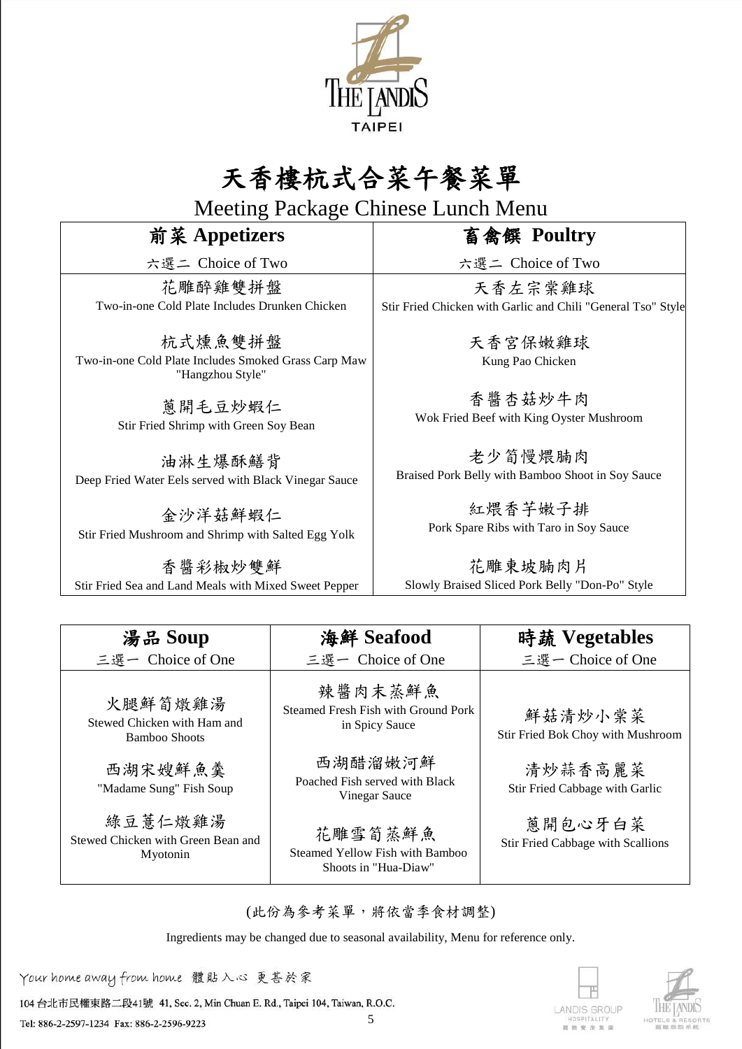THE LANDIS TAIPEI

# 天香樓杭式合菜午餐菜單

## Meeting Package Chinese Lunch Menu

| 前菜 Appetizers | 畜禽饌 Poultry |
|---|---|
| 六選二 Choice of Two | 六選二 Choice of Two |
| 花雕醉雞雙拼盤<br>Two-in-one Cold Plate Includes Drunken Chicken | 天香左宗棠雞球<br>Stir Fried Chicken with Garlic and Chili "General Tso" Style |
| 杭式燻魚雙拼盤<br>Two-in-one Cold Plate Includes Smoked Grass Carp Maw "Hangzhou Style" | 天香宮保嫩雞球<br>Kung Pao Chicken |
| 蔥開毛豆炒蝦仁<br>Stir Fried Shrimp with Green Soy Bean | 香醬杏菇炒牛肉<br>Wok Fried Beef with King Oyster Mushroom |
| 油淋生爆酥鱔背<br>Deep Fried Water Eels served with Black Vinegar Sauce | 老少筍慢煨腩肉<br>Braised Pork Belly with Bamboo Shoot in Soy Sauce |
| 金沙洋菇鮮蝦仁<br>Stir Fried Mushroom and Shrimp with Salted Egg Yolk | 紅煨香芋嫩子排<br>Pork Spare Ribs with Taro in Soy Sauce |
| 香醬彩椒炒雙鮮<br>Stir Fried Sea and Land Meals with Mixed Sweet Pepper | 花雕東坡腩肉片<br>Slowly Braised Sliced Pork Belly "Don-Po" Style |

| 湯品 Soup | 海鮮 Seafood | 時蔬 Vegetables |
|---|---|---|
| 三選一 Choice of One | 三選一 Choice of One | 三選一 Choice of One |
| 火腿鮮筍燉雞湯<br>Stewed Chicken with Ham and Bamboo Shoots | 辣醬肉末蒸鮮魚<br>Steamed Fresh Fish with Ground Pork in Spicy Sauce | 鮮菇清炒小棠菜<br>Stir Fried Bok Choy with Mushroom |
| 西湖宋嫂鮮魚羹<br>"Madame Sung" Fish Soup | 西湖醋溜嫩河鮮<br>Poached Fish served with Black Vinegar Sauce | 清炒蒜香高麗菜<br>Stir Fried Cabbage with Garlic |
| 綠豆薏仁燉雞湯<br>Stewed Chicken with Green Bean and Myotonin | 花雕雪筍蒸鮮魚<br>Steamed Yellow Fish with Bamboo Shoots in "Hua-Diaw" | 蔥開包心牙白菜<br>Stir Fried Cabbage with Scallions |

(此份為參考菜單，將依當季食材調整)

Ingredients may be changed due to seasonal availability, Menu for reference only.

Your home away from home 體貼入心 更甚於家

104 台北市民權東路二段41號 41, Sec. 2, Min Chuan E. Rd., Taipei 104, Taiwan, R.O.C.

Tel: 886-2-2597-1234 Fax: 886-2-2596-9223

LANDIS GROUP HOSPITALITY 麗晶發展集團

THE LANDIS HOTELS & RESORTS 亞都麗緻系統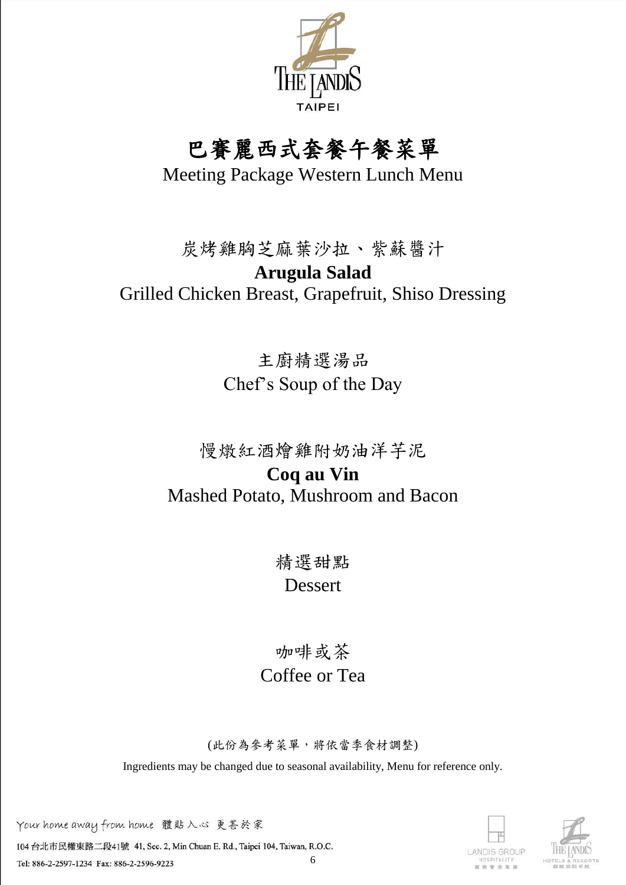# 巴賽麗西式套餐午餐菜單

Meeting Package Western Lunch Menu

炭烤雞胸芝麻葉沙拉、紫蘇醬汁

**Arugula Salad**

Grilled Chicken Breast, Grapefruit, Shiso Dressing

主廚精選湯品

Chef's Soup of the Day

慢燉紅酒燴雞附奶油洋芋泥

**Coq au Vin**

Mashed Potato, Mushroom and Bacon

精選甜點

Dessert

咖啡或茶

Coffee or Tea

(此份為參考菜單，將依當季食材調整)

Ingredients may be changed due to seasonal availability, Menu for reference only.